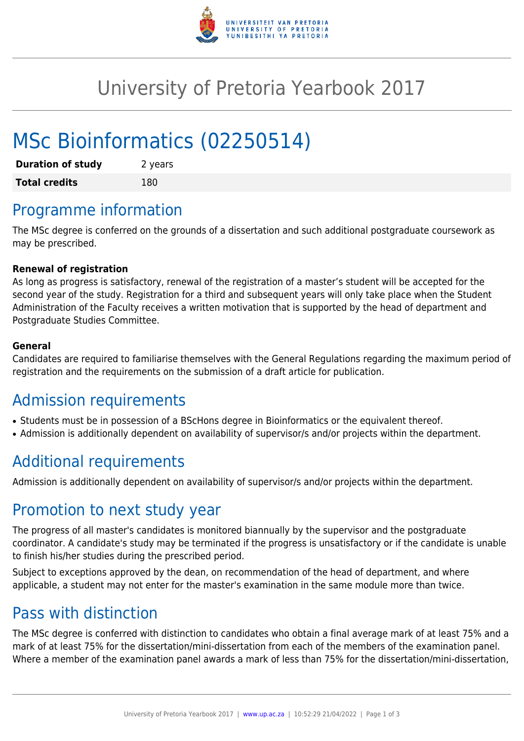# University of Pretoria Yearbook 2017

# MSc Bioinformatics (02250514)

| **Duration of study** | 2 years |
|---|---|
| **Total credits** | 180 |

## Programme information

The MSc degree is conferred on the grounds of a dissertation and such additional postgraduate coursework as may be prescribed.

**Renewal of registration**
As long as progress is satisfactory, renewal of the registration of a master's student will be accepted for the second year of the study. Registration for a third and subsequent years will only take place when the Student Administration of the Faculty receives a written motivation that is supported by the head of department and Postgraduate Studies Committee.

**General**
Candidates are required to familiarise themselves with the General Regulations regarding the maximum period of registration and the requirements on the submission of a draft article for publication.

## Admission requirements

- Students must be in possession of a BScHons degree in Bioinformatics or the equivalent thereof.
- Admission is additionally dependent on availability of supervisor/s and/or projects within the department.

## Additional requirements

Admission is additionally dependent on availability of supervisor/s and/or projects within the department.

## Promotion to next study year

The progress of all master's candidates is monitored biannually by the supervisor and the postgraduate coordinator. A candidate's study may be terminated if the progress is unsatisfactory or if the candidate is unable to finish his/her studies during the prescribed period.

Subject to exceptions approved by the dean, on recommendation of the head of department, and where applicable, a student may not enter for the master's examination in the same module more than twice.

## Pass with distinction

The MSc degree is conferred with distinction to candidates who obtain a final average mark of at least 75% and a mark of at least 75% for the dissertation/mini-dissertation from each of the members of the examination panel. Where a member of the examination panel awards a mark of less than 75% for the dissertation/mini-dissertation,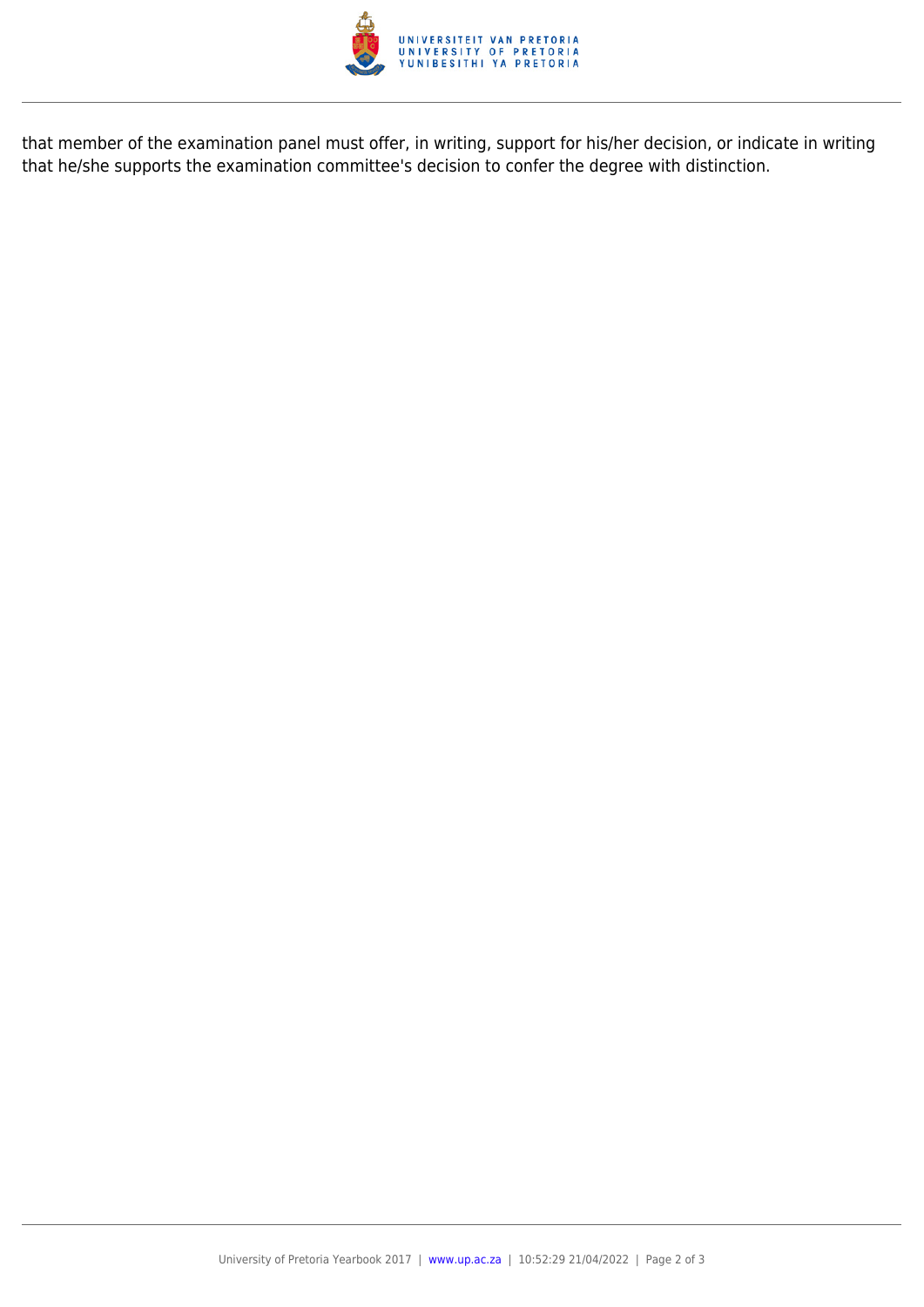that member of the examination panel must offer, in writing, support for his/her decision, or indicate in writing that he/she supports the examination committee's decision to confer the degree with distinction.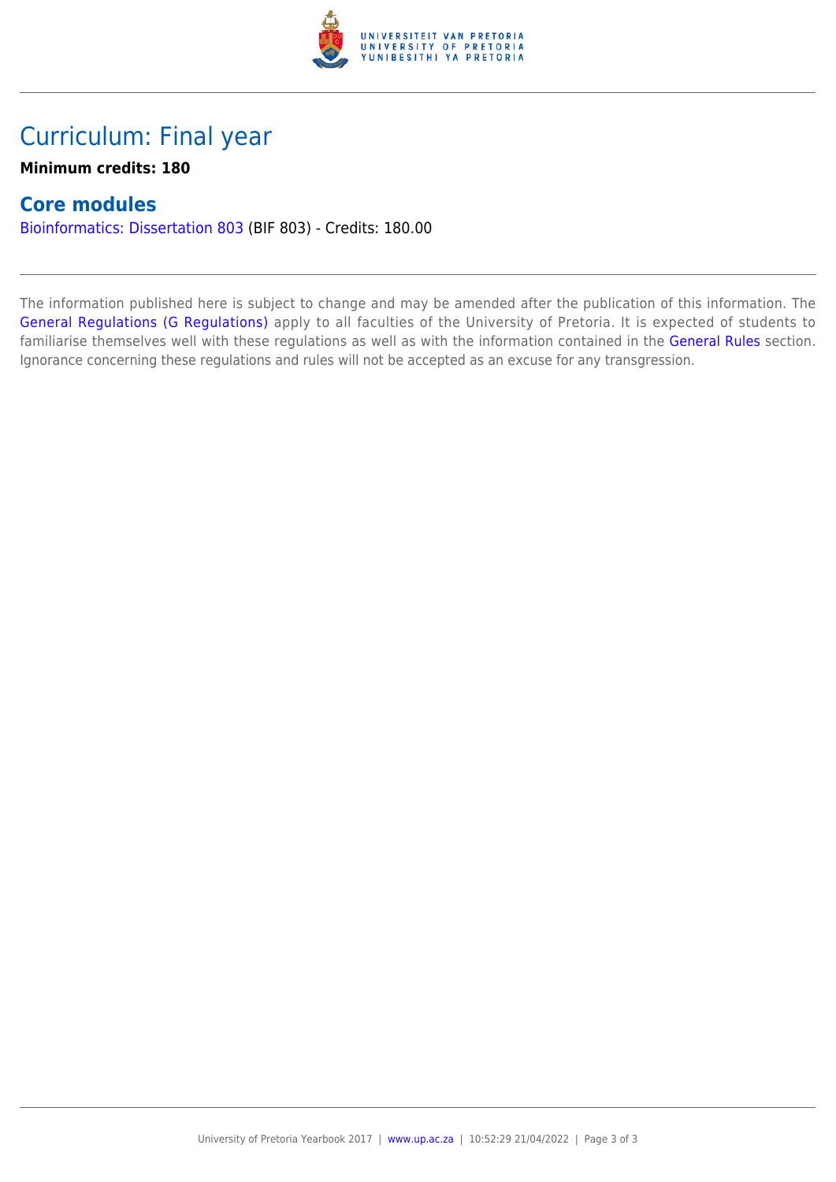## Curriculum: Final year

**Minimum credits: 180**

### Core modules

Bioinformatics: Dissertation 803 (BIF 803) - Credits: 180.00

---

The information published here is subject to change and may be amended after the publication of this information. The General Regulations (G Regulations) apply to all faculties of the University of Pretoria. It is expected of students to familiarise themselves well with these regulations as well as with the information contained in the General Rules section. Ignorance concerning these regulations and rules will not be accepted as an excuse for any transgression.